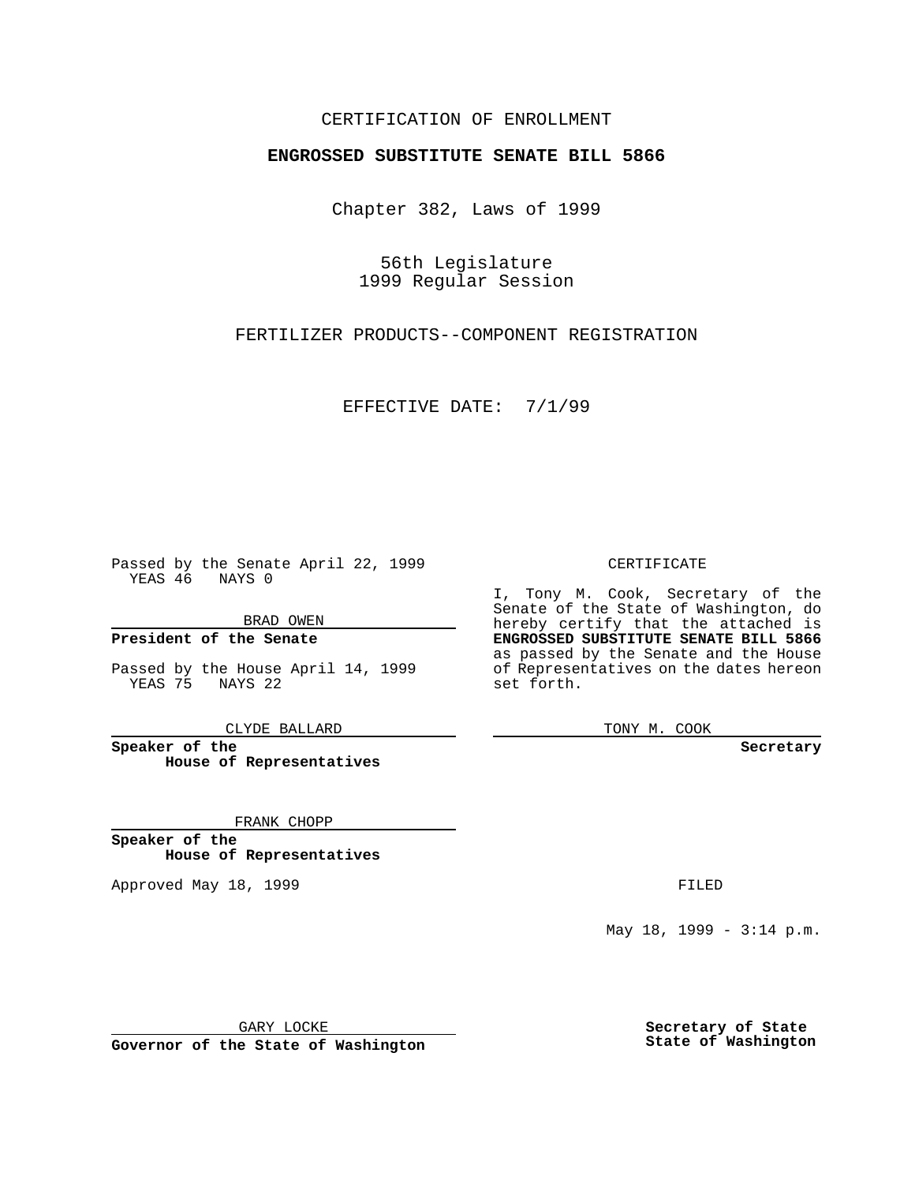CERTIFICATION OF ENROLLMENT

**ENGROSSED SUBSTITUTE SENATE BILL 5866**

Chapter 382, Laws of 1999

56th Legislature
1999 Regular Session

FERTILIZER PRODUCTS--COMPONENT REGISTRATION

EFFECTIVE DATE: 7/1/99

Passed by the Senate April 22, 1999
YEAS 46 NAYS 0

BRAD OWEN

**President of the Senate**

Passed by the House April 14, 1999
YEAS 75 NAYS 22

CLYDE BALLARD

**Speaker of the House of Representatives**

FRANK CHOPP

**Speaker of the House of Representatives**

Approved May 18, 1999

GARY LOCKE

**Governor of the State of Washington**

CERTIFICATE

I, Tony M. Cook, Secretary of the Senate of the State of Washington, do hereby certify that the attached is **ENGROSSED SUBSTITUTE SENATE BILL 5866** as passed by the Senate and the House of Representatives on the dates hereon set forth.

TONY M. COOK

**Secretary**

FILED

May 18, 1999 - 3:14 p.m.

**Secretary of State**
**State of Washington**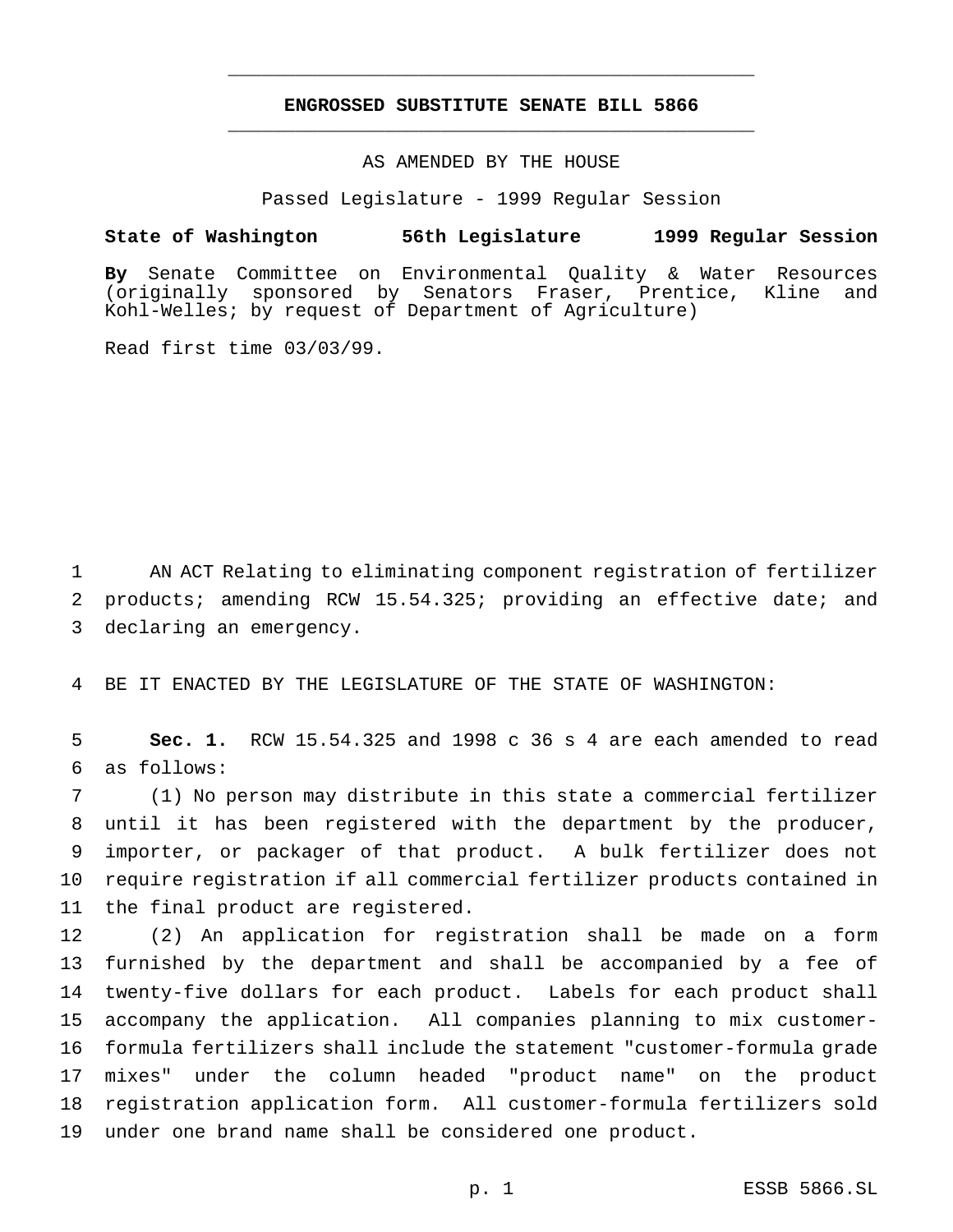**ENGROSSED SUBSTITUTE SENATE BILL 5866**

AS AMENDED BY THE HOUSE

Passed Legislature - 1999 Regular Session

**State of Washington 56th Legislature 1999 Regular Session**

**By** Senate Committee on Environmental Quality & Water Resources (originally sponsored by Senators Fraser, Prentice, Kline and Kohl-Welles; by request of Department of Agriculture)

Read first time 03/03/99.

AN ACT Relating to eliminating component registration of fertilizer products; amending RCW 15.54.325; providing an effective date; and declaring an emergency.

BE IT ENACTED BY THE LEGISLATURE OF THE STATE OF WASHINGTON:

**Sec. 1.** RCW 15.54.325 and 1998 c 36 s 4 are each amended to read as follows:

(1) No person may distribute in this state a commercial fertilizer until it has been registered with the department by the producer, importer, or packager of that product. A bulk fertilizer does not require registration if all commercial fertilizer products contained in the final product are registered.

(2) An application for registration shall be made on a form furnished by the department and shall be accompanied by a fee of twenty-five dollars for each product. Labels for each product shall accompany the application. All companies planning to mix customer-formula fertilizers shall include the statement "customer-formula grade mixes" under the column headed "product name" on the product registration application form. All customer-formula fertilizers sold under one brand name shall be considered one product.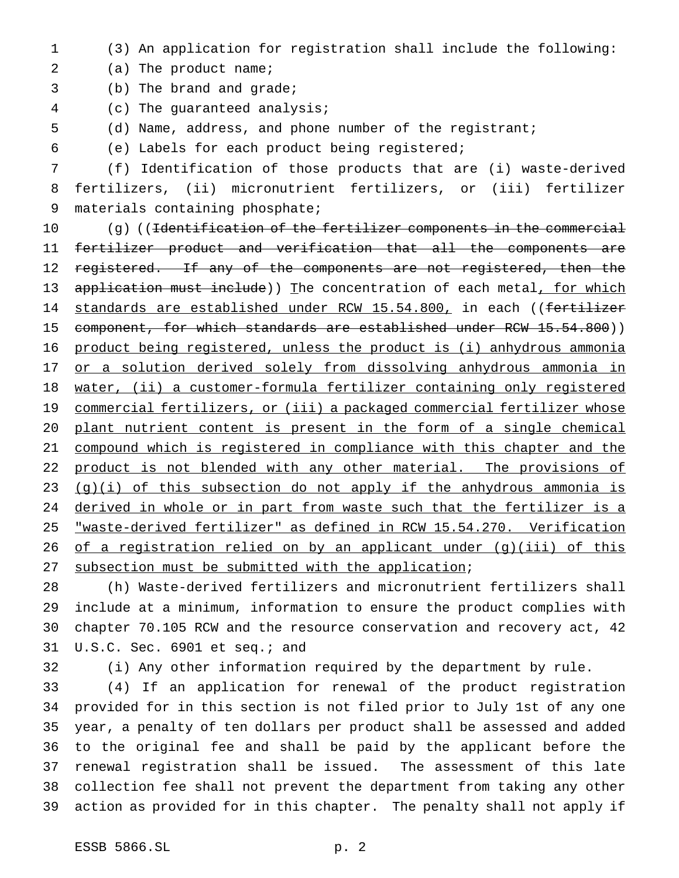(3) An application for registration shall include the following:

(a) The product name;

(b) The brand and grade;

(c) The guaranteed analysis;

(d) Name, address, and phone number of the registrant;

(e) Labels for each product being registered;

(f) Identification of those products that are (i) waste-derived fertilizers, (ii) micronutrient fertilizers, or (iii) fertilizer materials containing phosphate;

(g) ((~~Identification of the fertilizer components in the commercial fertilizer product and verification that all the components are registered. If any of the components are not registered, then the application must include~~)) The concentration of each metal, for which standards are established under RCW 15.54.800, in each ((~~fertilizer component, for which standards are established under RCW 15.54.800~~)) product being registered, unless the product is (i) anhydrous ammonia or a solution derived solely from dissolving anhydrous ammonia in water, (ii) a customer-formula fertilizer containing only registered commercial fertilizers, or (iii) a packaged commercial fertilizer whose plant nutrient content is present in the form of a single chemical compound which is registered in compliance with this chapter and the product is not blended with any other material. The provisions of (g)(i) of this subsection do not apply if the anhydrous ammonia is derived in whole or in part from waste such that the fertilizer is a "waste-derived fertilizer" as defined in RCW 15.54.270. Verification of a registration relied on by an applicant under (g)(iii) of this subsection must be submitted with the application;

(h) Waste-derived fertilizers and micronutrient fertilizers shall include at a minimum, information to ensure the product complies with chapter 70.105 RCW and the resource conservation and recovery act, 42 U.S.C. Sec. 6901 et seq.; and

(i) Any other information required by the department by rule.

(4) If an application for renewal of the product registration provided for in this section is not filed prior to July 1st of any one year, a penalty of ten dollars per product shall be assessed and added to the original fee and shall be paid by the applicant before the renewal registration shall be issued. The assessment of this late collection fee shall not prevent the department from taking any other action as provided for in this chapter. The penalty shall not apply if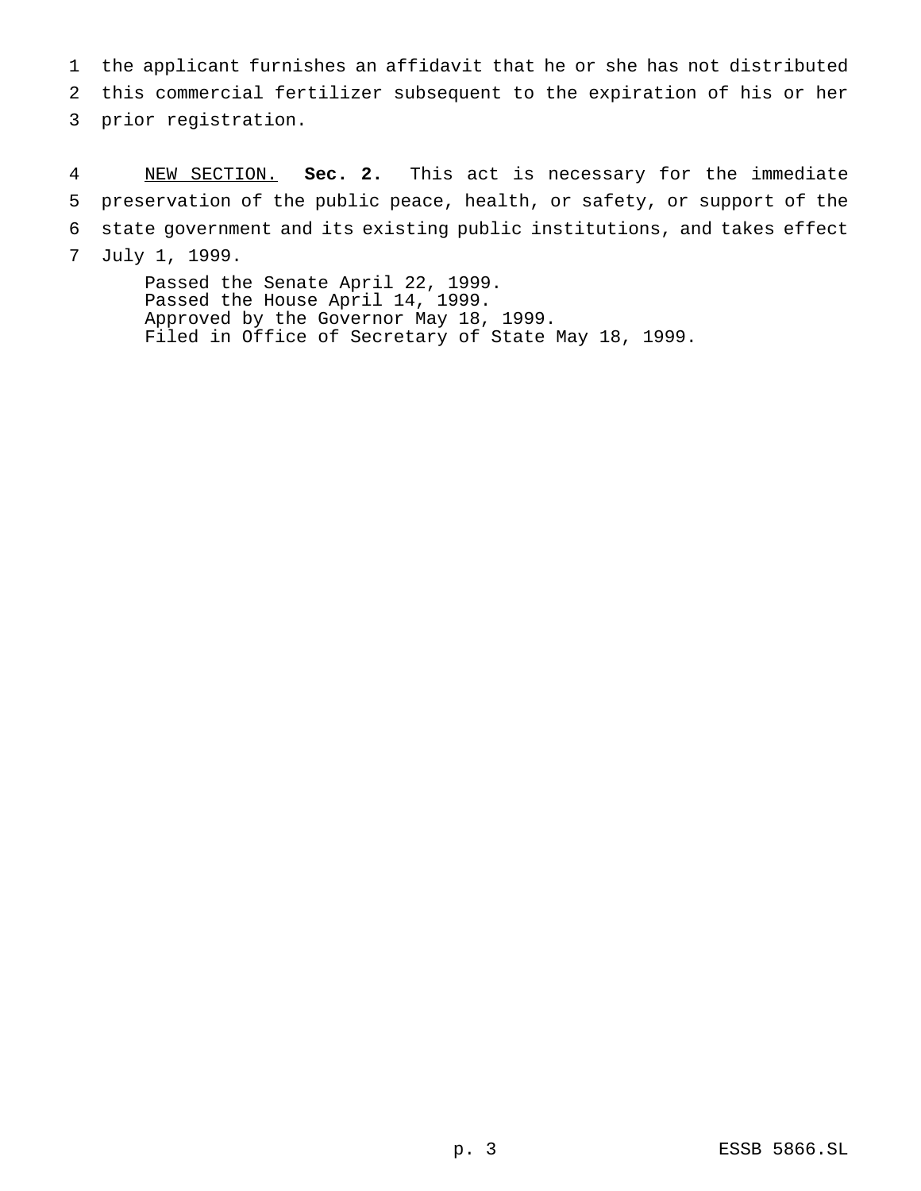the applicant furnishes an affidavit that he or she has not distributed this commercial fertilizer subsequent to the expiration of his or her prior registration.

NEW SECTION. **Sec. 2.** This act is necessary for the immediate preservation of the public peace, health, or safety, or support of the state government and its existing public institutions, and takes effect July 1, 1999.

Passed the Senate April 22, 1999.
Passed the House April 14, 1999.
Approved by the Governor May 18, 1999.
Filed in Office of Secretary of State May 18, 1999.